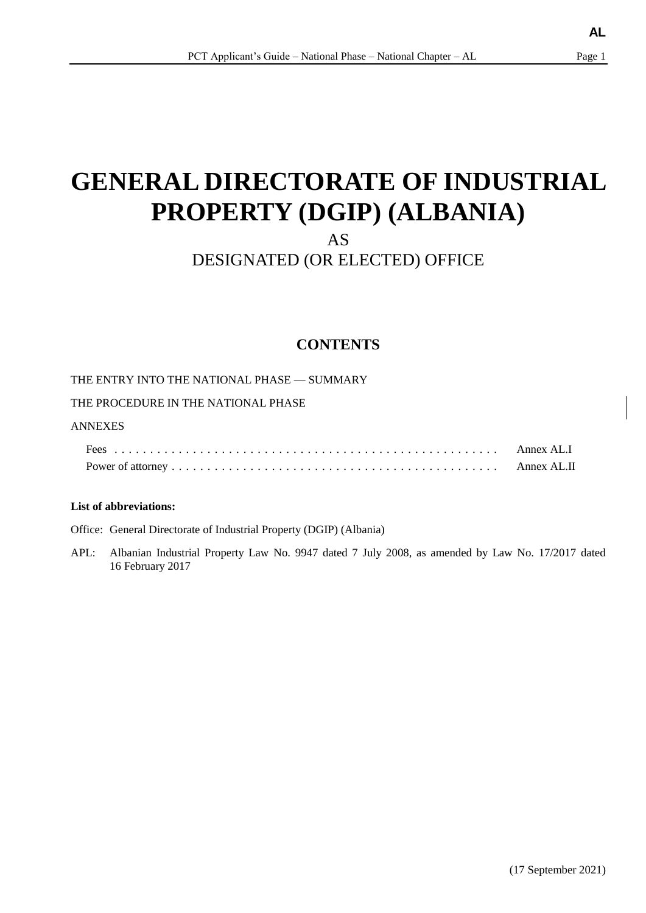# GENERAL DIRECTORATE OF INDUSTRIAL PROPERTY (DGIP) (ALBANIA)

AS

DESIGNATED (OR ELECTED) OFFICE

## CONTENTS

THE ENTRY INTO THE NATIONAL PHASE — SUMMARY

THE PROCEDURE IN THE NATIONAL PHASE

ANNEXES

| | |
|---|---|
| Fees | Annex AL.I |
| Power of attorney | Annex AL.II |

**List of abbreviations:**

Office: General Directorate of Industrial Property (DGIP) (Albania)

APL: Albanian Industrial Property Law No. 9947 dated 7 July 2008, as amended by Law No. 17/2017 dated 16 February 2017

(17 September 2021)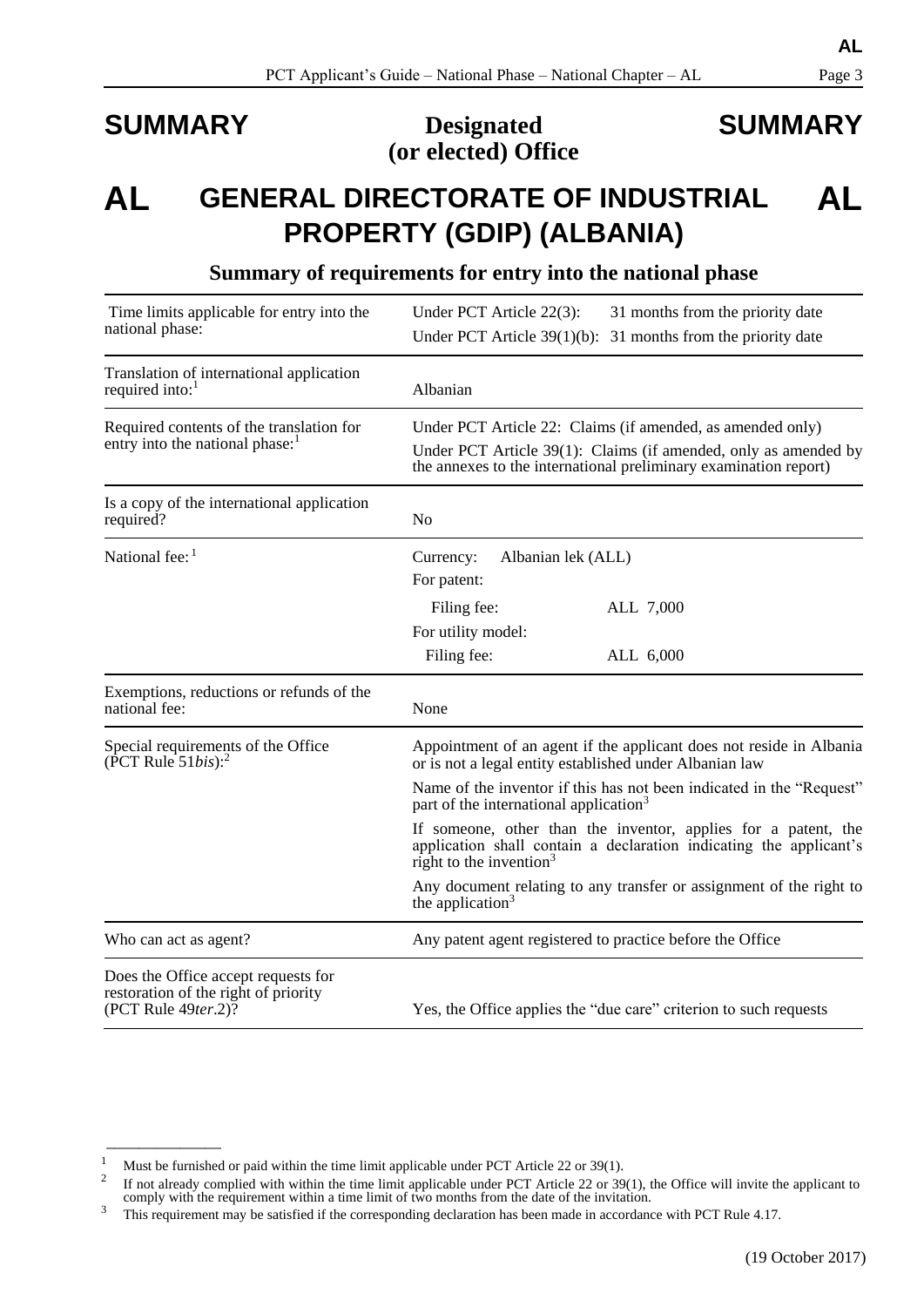# SUMMARY — Designated (or elected) Office — SUMMARY

# AL — GENERAL DIRECTORATE OF INDUSTRIAL PROPERTY (GDIP) (ALBANIA) — AL

## Summary of requirements for entry into the national phase

| | |
|---|---|
| Time limits applicable for entry into the national phase: | Under PCT Article 22(3): 31 months from the priority date<br>Under PCT Article 39(1)(b): 31 months from the priority date |
| Translation of international application required into:[1] | Albanian |
| Required contents of the translation for entry into the national phase:[1] | Under PCT Article 22: Claims (if amended, as amended only)<br>Under PCT Article 39(1): Claims (if amended, only as amended by the annexes to the international preliminary examination report) |
| Is a copy of the international application required? | No |
| National fee:[1] | Currency: Albanian lek (ALL)<br>For patent:<br>Filing fee: ALL 7,000<br>For utility model:<br>Filing fee: ALL 6,000 |
| Exemptions, reductions or refunds of the national fee: | None |
| Special requirements of the Office (PCT Rule 51*bis*):[2] | Appointment of an agent if the applicant does not reside in Albania or is not a legal entity established under Albanian law<br>Name of the inventor if this has not been indicated in the "Request" part of the international application[3]<br>If someone, other than the inventor, applies for a patent, the application shall contain a declaration indicating the applicant's right to the invention[3]<br>Any document relating to any transfer or assignment of the right to the application[3] |
| Who can act as agent? | Any patent agent registered to practice before the Office |
| Does the Office accept requests for restoration of the right of priority (PCT Rule 49*ter*.2)? | Yes, the Office applies the "due care" criterion to such requests |

---

[1] Must be furnished or paid within the time limit applicable under PCT Article 22 or 39(1).

[2] If not already complied with within the time limit applicable under PCT Article 22 or 39(1), the Office will invite the applicant to comply with the requirement within a time limit of two months from the date of the invitation.

[3] This requirement may be satisfied if the corresponding declaration has been made in accordance with PCT Rule 4.17.

(19 October 2017)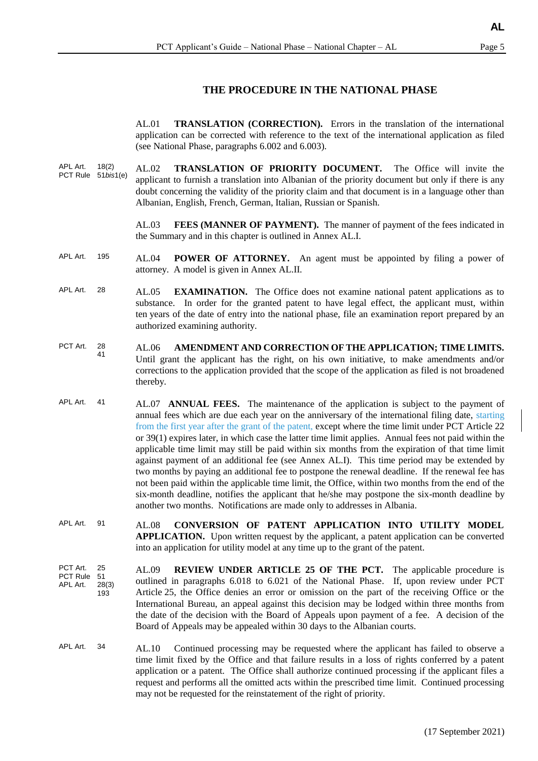## THE PROCEDURE IN THE NATIONAL PHASE

AL.01 **TRANSLATION (CORRECTION).** Errors in the translation of the international application can be corrected with reference to the text of the international application as filed (see National Phase, paragraphs 6.002 and 6.003).

APL Art. 18(2)
PCT Rule 51*bis*1(e)

AL.02 **TRANSLATION OF PRIORITY DOCUMENT.** The Office will invite the applicant to furnish a translation into Albanian of the priority document but only if there is any doubt concerning the validity of the priority claim and that document is in a language other than Albanian, English, French, German, Italian, Russian or Spanish.

AL.03 **FEES (MANNER OF PAYMENT).** The manner of payment of the fees indicated in the Summary and in this chapter is outlined in Annex AL.I.

APL Art. 195

AL.04 **POWER OF ATTORNEY.** An agent must be appointed by filing a power of attorney. A model is given in Annex AL.II.

APL Art. 28

AL.05 **EXAMINATION.** The Office does not examine national patent applications as to substance. In order for the granted patent to have legal effect, the applicant must, within ten years of the date of entry into the national phase, file an examination report prepared by an authorized examining authority.

PCT Art. 28, 41

AL.06 **AMENDMENT AND CORRECTION OF THE APPLICATION; TIME LIMITS.** Until grant the applicant has the right, on his own initiative, to make amendments and/or corrections to the application provided that the scope of the application as filed is not broadened thereby.

APL Art. 41

AL.07 **ANNUAL FEES.** The maintenance of the application is subject to the payment of annual fees which are due each year on the anniversary of the international filing date, starting from the first year after the grant of the patent, except where the time limit under PCT Article 22 or 39(1) expires later, in which case the latter time limit applies. Annual fees not paid within the applicable time limit may still be paid within six months from the expiration of that time limit against payment of an additional fee (see Annex AL.I). This time period may be extended by two months by paying an additional fee to postpone the renewal deadline. If the renewal fee has not been paid within the applicable time limit, the Office, within two months from the end of the six-month deadline, notifies the applicant that he/she may postpone the six-month deadline by another two months. Notifications are made only to addresses in Albania.

APL Art. 91

AL.08 **CONVERSION OF PATENT APPLICATION INTO UTILITY MODEL APPLICATION.** Upon written request by the applicant, a patent application can be converted into an application for utility model at any time up to the grant of the patent.

PCT Art. 25
PCT Rule 51
APL Art. 28(3), 193

AL.09 **REVIEW UNDER ARTICLE 25 OF THE PCT.** The applicable procedure is outlined in paragraphs 6.018 to 6.021 of the National Phase. If, upon review under PCT Article 25, the Office denies an error or omission on the part of the receiving Office or the International Bureau, an appeal against this decision may be lodged within three months from the date of the decision with the Board of Appeals upon payment of a fee. A decision of the Board of Appeals may be appealed within 30 days to the Albanian courts.

APL Art. 34

AL.10 Continued processing may be requested where the applicant has failed to observe a time limit fixed by the Office and that failure results in a loss of rights conferred by a patent application or a patent. The Office shall authorize continued processing if the applicant files a request and performs all the omitted acts within the prescribed time limit. Continued processing may not be requested for the reinstatement of the right of priority.

(17 September 2021)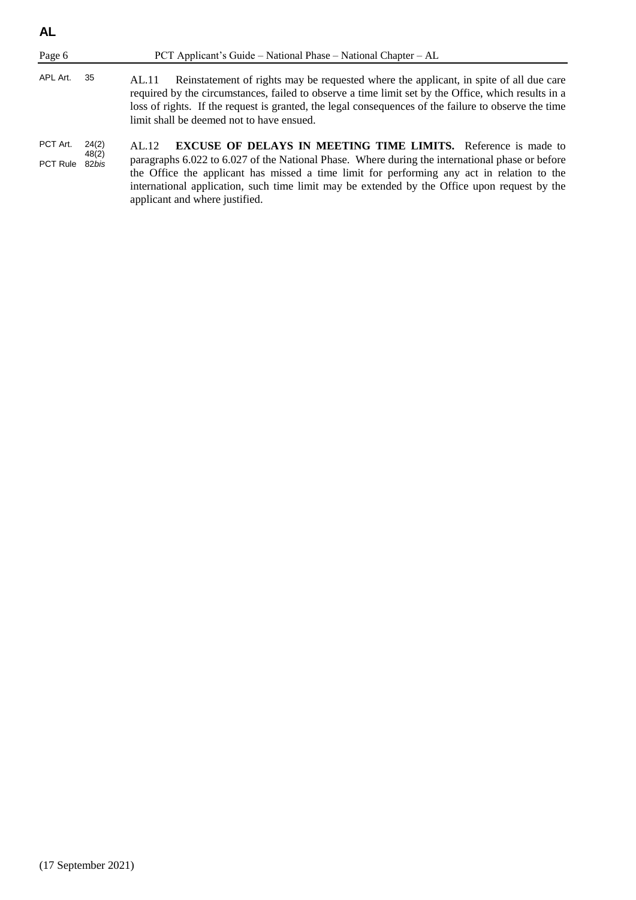APL Art. 35

AL.11 Reinstatement of rights may be requested where the applicant, in spite of all due care required by the circumstances, failed to observe a time limit set by the Office, which results in a loss of rights. If the request is granted, the legal consequences of the failure to observe the time limit shall be deemed not to have ensued.

PCT Art. 24(2) 48(2)
PCT Rule 82*bis*

AL.12 **EXCUSE OF DELAYS IN MEETING TIME LIMITS.** Reference is made to paragraphs 6.022 to 6.027 of the National Phase. Where during the international phase or before the Office the applicant has missed a time limit for performing any act in relation to the international application, such time limit may be extended by the Office upon request by the applicant and where justified.

(17 September 2021)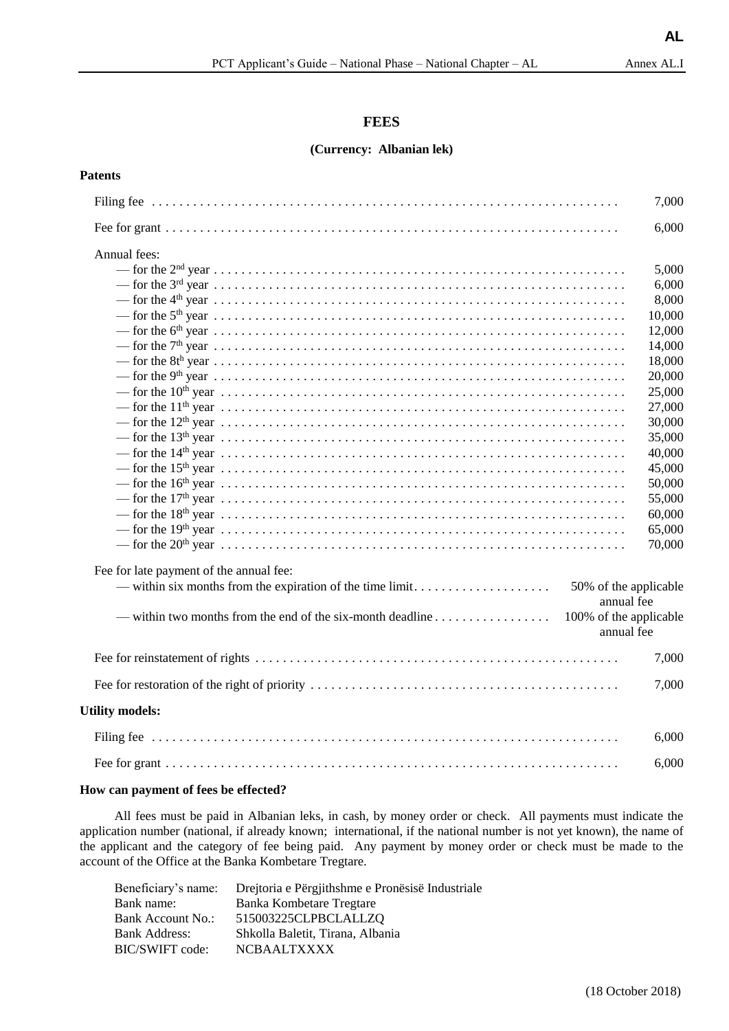# FEES

**(Currency: Albanian lek)**

**Patents**

| | |
|---|---|
| Filing fee | 7,000 |
| Fee for grant | 6,000 |
| Annual fees: | |
| — for the 2nd year | 5,000 |
| — for the 3rd year | 6,000 |
| — for the 4th year | 8,000 |
| — for the 5th year | 10,000 |
| — for the 6th year | 12,000 |
| — for the 7th year | 14,000 |
| — for the 8th year | 18,000 |
| — for the 9th year | 20,000 |
| — for the 10th year | 25,000 |
| — for the 11th year | 27,000 |
| — for the 12th year | 30,000 |
| — for the 13th year | 35,000 |
| — for the 14th year | 40,000 |
| — for the 15th year | 45,000 |
| — for the 16th year | 50,000 |
| — for the 17th year | 55,000 |
| — for the 18th year | 60,000 |
| — for the 19th year | 65,000 |
| — for the 20th year | 70,000 |
| Fee for late payment of the annual fee: | |
| — within six months from the expiration of the time limit | 50% of the applicable annual fee |
| — within two months from the end of the six-month deadline | 100% of the applicable annual fee |
| Fee for reinstatement of rights | 7,000 |
| Fee for restoration of the right of priority | 7,000 |

**Utility models:**

| | |
|---|---|
| Filing fee | 6,000 |
| Fee for grant | 6,000 |

**How can payment of fees be effected?**

All fees must be paid in Albanian leks, in cash, by money order or check. All payments must indicate the application number (national, if already known; international, if the national number is not yet known), the name of the applicant and the category of fee being paid. Any payment by money order or check must be made to the account of the Office at the Banka Kombetare Tregtare.

| | |
|---|---|
| Beneficiary's name: | Drejtoria e Përgjithshme e Pronësisë Industriale |
| Bank name: | Banka Kombetare Tregtare |
| Bank Account No.: | 515003225CLPBCLALLZQ |
| Bank Address: | Shkolla Baletit, Tirana, Albania |
| BIC/SWIFT code: | NCBAALTXXXX |

(18 October 2018)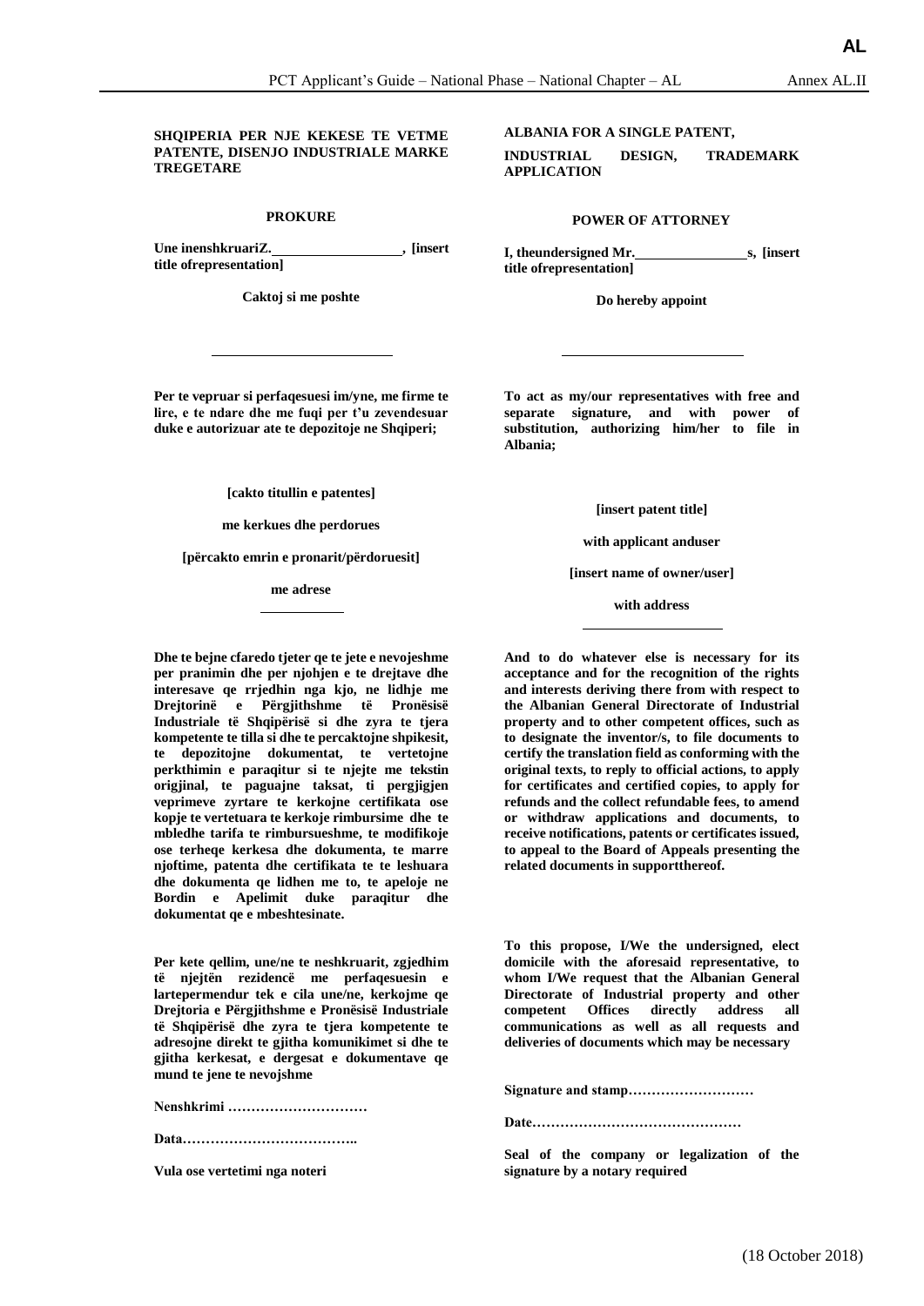**SHQIPERIA PER NJE KEKESE TE VETME PATENTE, DISENJO INDUSTRIALE MARKE TREGETARE**

**PROKURE**

**Une inenshkruariZ.\_\_\_\_\_\_\_\_\_\_\_\_\_\_\_\_\_\_\_, [insert title ofrepresentation]**

**Caktoj si me poshte**

\_\_\_\_\_\_\_\_\_\_\_\_\_\_\_\_\_\_\_\_\_\_\_\_\_\_

**Per te vepruar si perfaqesuesi im/yne, me firme te lire, e te ndare dhe me fuqi per t'u zevendesuar duke e autorizuar ate te depozitoje ne Shqiperi;**

**[cakto titullin e patentes]**

**me kerkues dhe perdorues**

**[përcakto emrin e pronarit/përdoruesit]**

**me adrese**

\_\_\_\_\_\_\_\_\_\_\_\_

**Dhe te bejne cfaredo tjeter qe te jete e nevojeshme per pranimin dhe per njohjen e te drejtave dhe interesave qe rrjedhin nga kjo, ne lidhje me Drejtorinë e Përgjithshme të Pronësisë Industriale të Shqipërisë si dhe zyra te tjera kompetente te tilla si dhe te percaktojne shpikesit, te depozitojne dokumentat, te vertetojne perkthimin e paraqitur si te njejte me tekstin origjinal, te paguajne taksat, t'i pergjigjen veprimeve zyrtare te kerkojne certifikata ose kopje te vertetuara te kerkoje rimbursime dhe te mbledhe tarifa te rimbursueshme, te modifikoje ose terheqe kerkesa dhe dokumenta, te marre njoftime, patenta dhe certifikata te te leshuara dhe dokumenta qe lidhen me to, te apeloje ne Bordin e Apelimit duke paraqitur dhe dokumentat qe e mbeshtesinate.**

**Per kete qellim, une/ne te neshkruarit, zgjedhim të njejtën rezidencë me perfaqesuesin e lartepermendur tek e cila une/ne, kerkojme qe Drejtoria e Përgjithshme e Pronësisë Industriale të Shqipërisë dhe zyra te tjera kompetente te adresojne direkt te gjitha komunikimet si dhe te gjitha kerkesat, e dergesat e dokumentave qe mund te jene te nevojshme**

**Nenshkrimi …………………………**

**Data………………………………..**

**Vula ose vertetimi nga noteri**

**ALBANIA FOR A SINGLE PATENT,**

**INDUSTRIAL DESIGN, TRADEMARK APPLICATION**

**POWER OF ATTORNEY**

**I, theundersigned Mr.\_\_\_\_\_\_\_\_\_\_\_\_\_\_\_\_s, [insert title ofrepresentation]**

**Do hereby appoint**

\_\_\_\_\_\_\_\_\_\_\_\_\_\_\_\_\_\_\_\_\_\_\_\_\_\_

**To act as my/our representatives with free and separate signature, and with power of substitution, authorizing him/her to file in Albania;**

**[insert patent title]**

**with applicant anduser**

**[insert name of owner/user]**

**with address**

\_\_\_\_\_\_\_\_\_\_\_\_\_\_\_\_\_\_\_\_

**And to do whatever else is necessary for its acceptance and for the recognition of the rights and interests deriving there from with respect to the Albanian General Directorate of Industrial property and to other competent offices, such as to designate the inventor/s, to file documents to certify the translation field as conforming with the original texts, to reply to official actions, to apply for certificates and certified copies, to apply for refunds and the collect refundable fees, to amend or withdraw applications and documents, to receive notifications, patents or certificates issued, to appeal to the Board of Appeals presenting the related documents in supportthereof.**

**To this propose, I/We the undersigned, elect domicile with the aforesaid representative, to whom I/We request that the Albanian General Directorate of Industrial property and other competent Offices directly address all communications as well as all requests and deliveries of documents which may be necessary**

**Signature and stamp………………………**

**Date………………………………………**

**Seal of the company or legalization of the signature by a notary required**